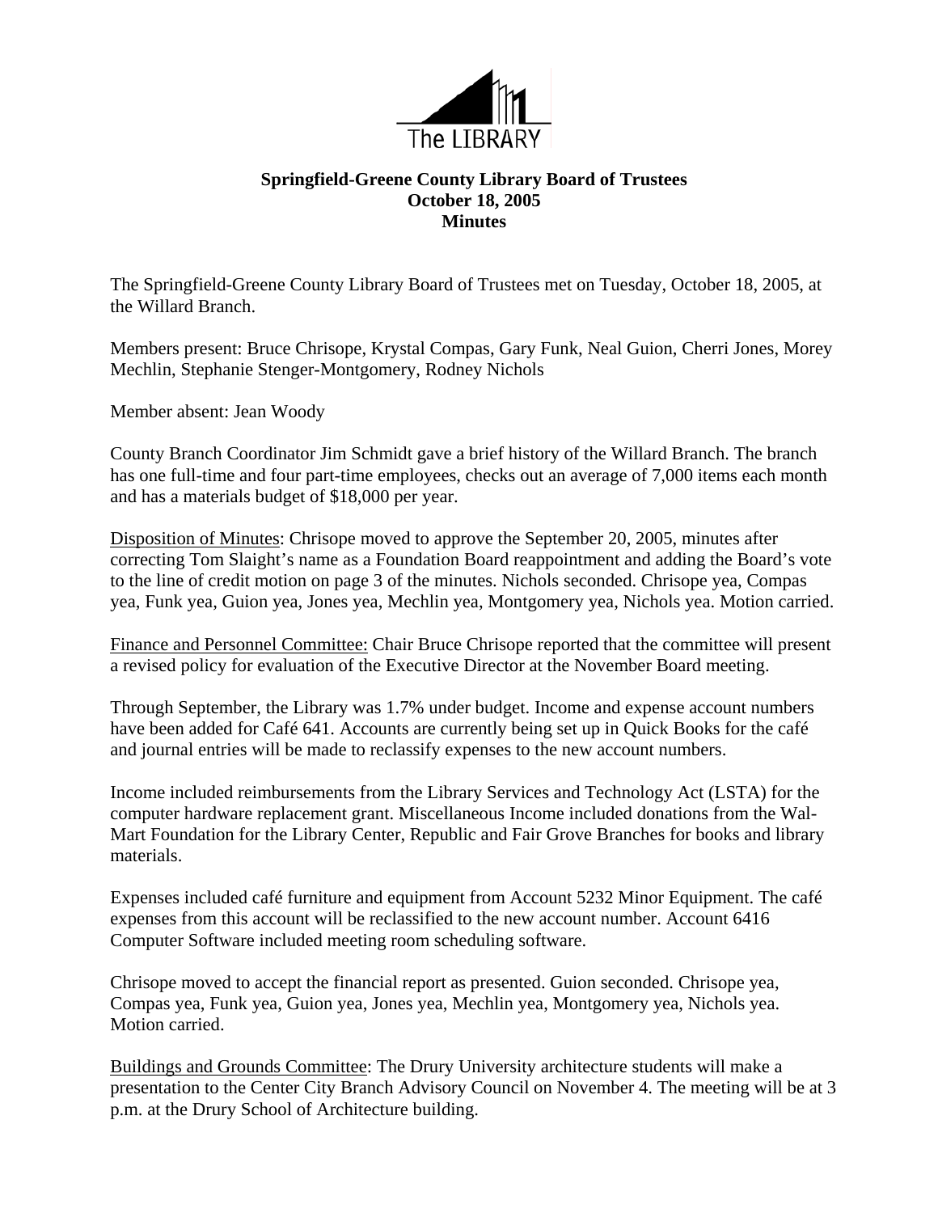The LIBRARY

**Springfield-Greene County Library Board of Trustees**
**October 18, 2005**
**Minutes**

The Springfield-Greene County Library Board of Trustees met on Tuesday, October 18, 2005, at the Willard Branch.

Members present: Bruce Chrisope, Krystal Compas, Gary Funk, Neal Guion, Cherri Jones, Morey Mechlin, Stephanie Stenger-Montgomery, Rodney Nichols

Member absent: Jean Woody

County Branch Coordinator Jim Schmidt gave a brief history of the Willard Branch. The branch has one full-time and four part-time employees, checks out an average of 7,000 items each month and has a materials budget of $18,000 per year.

<u>Disposition of Minutes</u>: Chrisope moved to approve the September 20, 2005, minutes after correcting Tom Slaight's name as a Foundation Board reappointment and adding the Board's vote to the line of credit motion on page 3 of the minutes. Nichols seconded. Chrisope yea, Compas yea, Funk yea, Guion yea, Jones yea, Mechlin yea, Montgomery yea, Nichols yea. Motion carried.

<u>Finance and Personnel Committee:</u> Chair Bruce Chrisope reported that the committee will present a revised policy for evaluation of the Executive Director at the November Board meeting.

Through September, the Library was 1.7% under budget. Income and expense account numbers have been added for Café 641. Accounts are currently being set up in Quick Books for the café and journal entries will be made to reclassify expenses to the new account numbers.

Income included reimbursements from the Library Services and Technology Act (LSTA) for the computer hardware replacement grant. Miscellaneous Income included donations from the Wal-Mart Foundation for the Library Center, Republic and Fair Grove Branches for books and library materials.

Expenses included café furniture and equipment from Account 5232 Minor Equipment. The café expenses from this account will be reclassified to the new account number. Account 6416 Computer Software included meeting room scheduling software.

Chrisope moved to accept the financial report as presented. Guion seconded. Chrisope yea, Compas yea, Funk yea, Guion yea, Jones yea, Mechlin yea, Montgomery yea, Nichols yea. Motion carried.

<u>Buildings and Grounds Committee</u>: The Drury University architecture students will make a presentation to the Center City Branch Advisory Council on November 4. The meeting will be at 3 p.m. at the Drury School of Architecture building.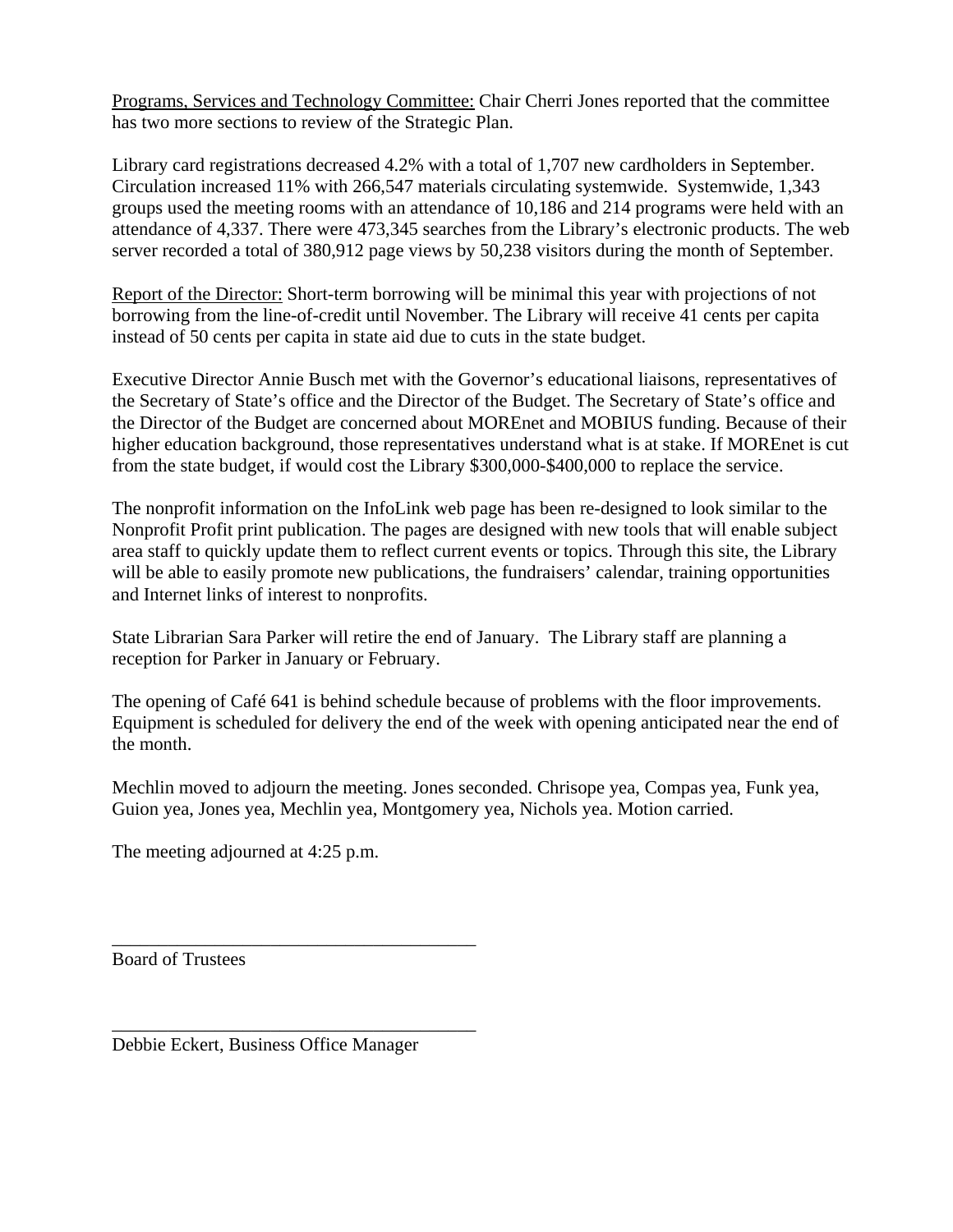Programs, Services and Technology Committee: Chair Cherri Jones reported that the committee has two more sections to review of the Strategic Plan.

Library card registrations decreased 4.2% with a total of 1,707 new cardholders in September. Circulation increased 11% with 266,547 materials circulating systemwide. Systemwide, 1,343 groups used the meeting rooms with an attendance of 10,186 and 214 programs were held with an attendance of 4,337. There were 473,345 searches from the Library's electronic products. The web server recorded a total of 380,912 page views by 50,238 visitors during the month of September.

Report of the Director: Short-term borrowing will be minimal this year with projections of not borrowing from the line-of-credit until November. The Library will receive 41 cents per capita instead of 50 cents per capita in state aid due to cuts in the state budget.

Executive Director Annie Busch met with the Governor's educational liaisons, representatives of the Secretary of State's office and the Director of the Budget. The Secretary of State's office and the Director of the Budget are concerned about MOREnet and MOBIUS funding. Because of their higher education background, those representatives understand what is at stake. If MOREnet is cut from the state budget, if would cost the Library $300,000-$400,000 to replace the service.

The nonprofit information on the InfoLink web page has been re-designed to look similar to the Nonprofit Profit print publication. The pages are designed with new tools that will enable subject area staff to quickly update them to reflect current events or topics. Through this site, the Library will be able to easily promote new publications, the fundraisers' calendar, training opportunities and Internet links of interest to nonprofits.

State Librarian Sara Parker will retire the end of January. The Library staff are planning a reception for Parker in January or February.

The opening of Café 641 is behind schedule because of problems with the floor improvements. Equipment is scheduled for delivery the end of the week with opening anticipated near the end of the month.

Mechlin moved to adjourn the meeting. Jones seconded. Chrisope yea, Compas yea, Funk yea, Guion yea, Jones yea, Mechlin yea, Montgomery yea, Nichols yea. Motion carried.

The meeting adjourned at 4:25 p.m.

\_\_\_\_\_\_\_\_\_\_\_\_\_\_\_\_\_\_\_\_\_\_\_\_\_\_\_\_\_\_\_\_\_\_\_\_\_\_\_\_

Board of Trustees

\_\_\_\_\_\_\_\_\_\_\_\_\_\_\_\_\_\_\_\_\_\_\_\_\_\_\_\_\_\_\_\_\_\_\_\_\_\_\_\_

Debbie Eckert, Business Office Manager